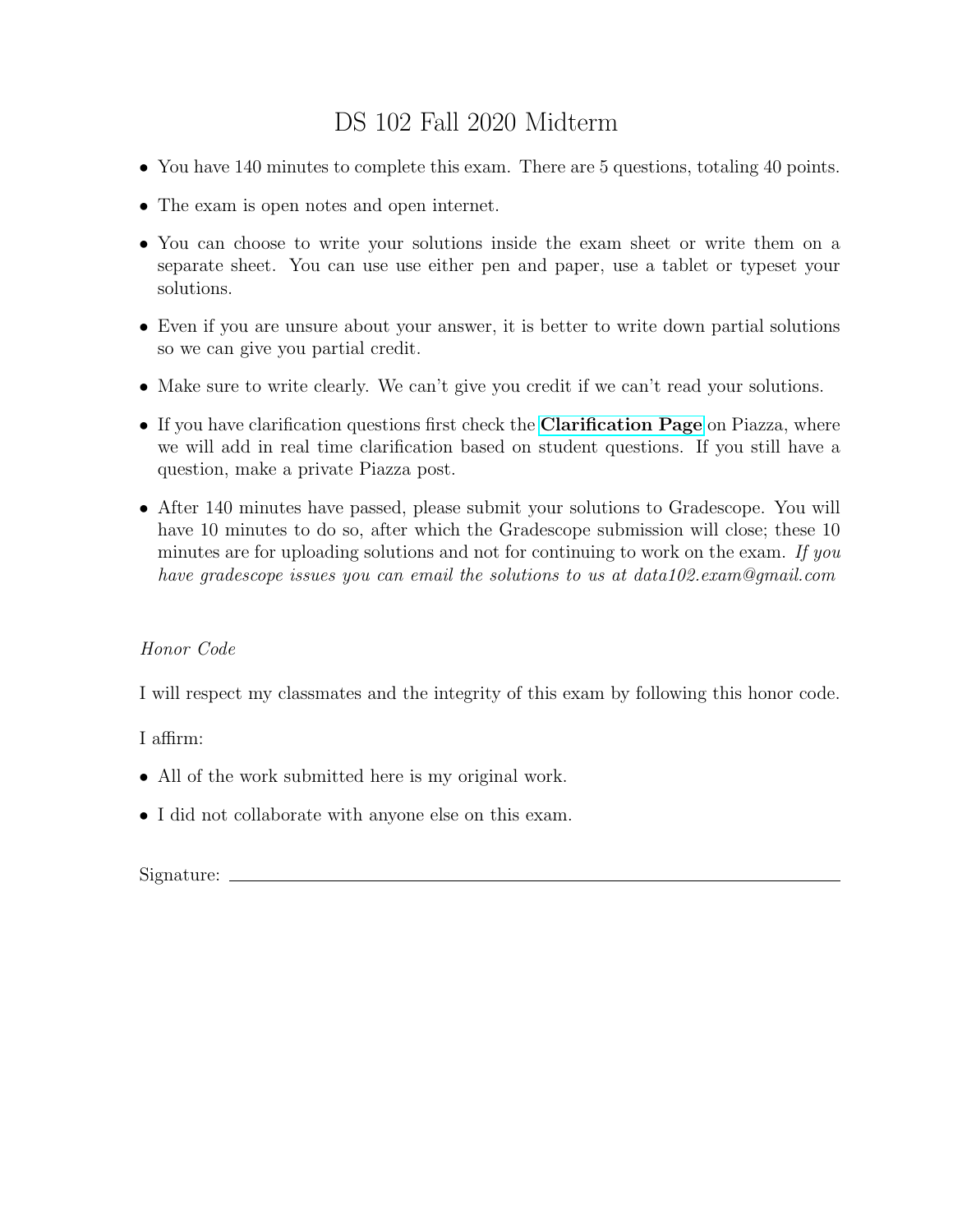# DS 102 Fall 2020 Midterm

- You have 140 minutes to complete this exam. There are 5 questions, totaling 40 points.
- The exam is open notes and open internet.
- You can choose to write your solutions inside the exam sheet or write them on a separate sheet. You can use use either pen and paper, use a tablet or typeset your solutions.
- Even if you are unsure about your answer, it is better to write down partial solutions so we can give you partial credit.
- Make sure to write clearly. We can't give you credit if we can't read your solutions.
- If you have clarification questions first check the **Clarification Page** on Piazza, where we will add in real time clarification based on student questions. If you still have a question, make a private Piazza post.
- After 140 minutes have passed, please submit your solutions to Gradescope. You will have 10 minutes to do so, after which the Gradescope submission will close; these 10 minutes are for uploading solutions and not for continuing to work on the exam. *If you have gradescope issues you can email the solutions to us at data102.exam@gmail.com*

*Honor Code*

I will respect my classmates and the integrity of this exam by following this honor code.

I affirm:

- All of the work submitted here is my original work.
- I did not collaborate with anyone else on this exam.

Signature: ______________________________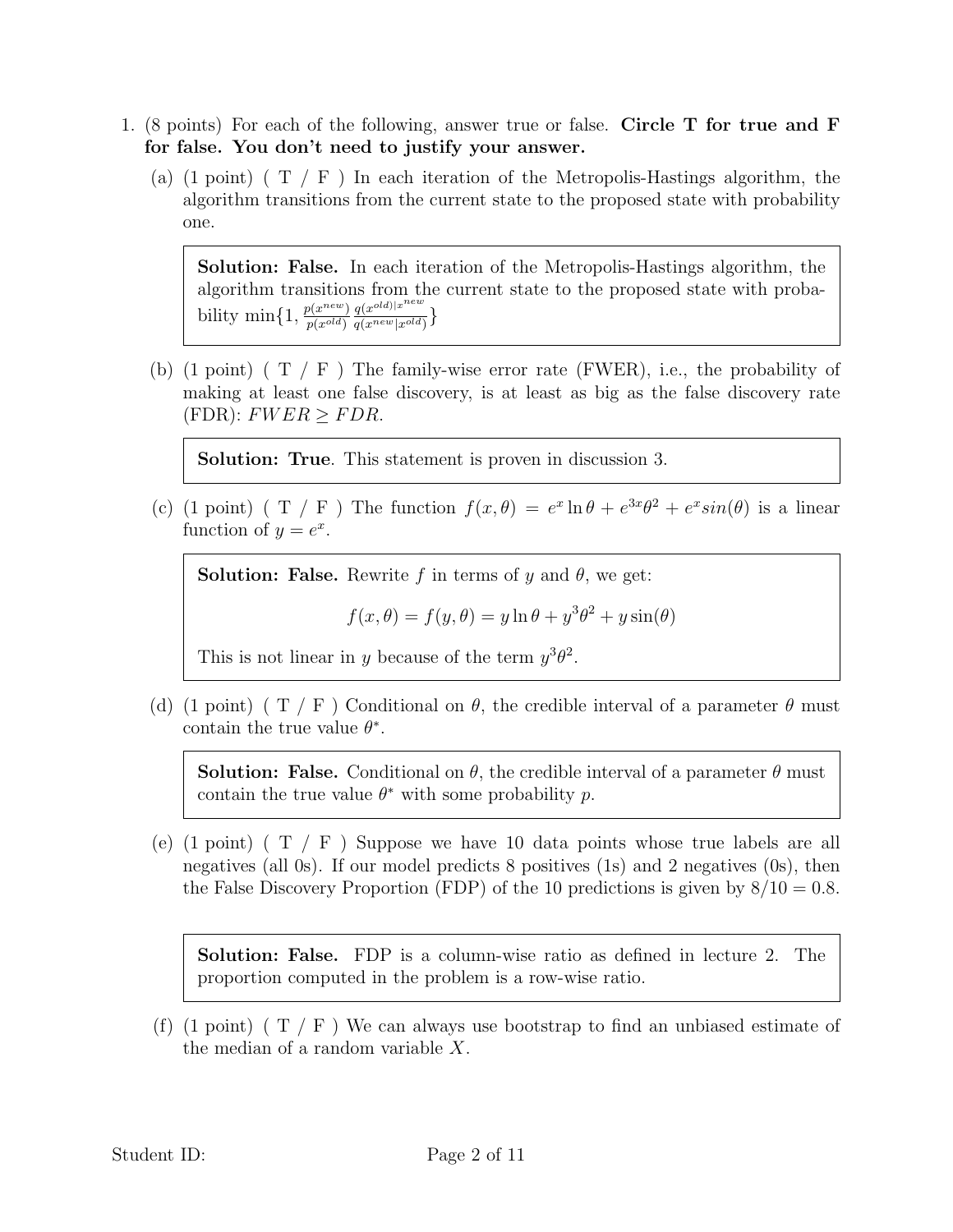1. (8 points) For each of the following, answer true or false. **Circle T for true and F for false. You don't need to justify your answer.**

   (a) (1 point) ( T / F ) In each iteration of the Metropolis-Hastings algorithm, the algorithm transitions from the current state to the proposed state with probability one.

   > **Solution: False.** In each iteration of the Metropolis-Hastings algorithm, the algorithm transitions from the current state to the proposed state with probability $\min\{1, \frac{p(x^{new})}{p(x^{old})} \frac{q(x^{old})|x^{new}}{q(x^{new}|x^{old})}\}$

   (b) (1 point) ( T / F ) The family-wise error rate (FWER), i.e., the probability of making at least one false discovery, is at least as big as the false discovery rate (FDR): $FWER \geq FDR$.

   > **Solution: True**. This statement is proven in discussion 3.

   (c) (1 point) ( T / F ) The function $f(x, \theta) = e^x \ln \theta + e^{3x}\theta^2 + e^x sin(\theta)$ is a linear function of $y = e^x$.

   > **Solution: False.** Rewrite $f$ in terms of $y$ and $\theta$, we get:
   >
   > $$f(x, \theta) = f(y, \theta) = y \ln \theta + y^3 \theta^2 + y \sin(\theta)$$
   >
   > This is not linear in $y$ because of the term $y^3\theta^2$.

   (d) (1 point) ( T / F ) Conditional on $\theta$, the credible interval of a parameter $\theta$ must contain the true value $\theta^*$.

   > **Solution: False.** Conditional on $\theta$, the credible interval of a parameter $\theta$ must contain the true value $\theta^*$ with some probability $p$.

   (e) (1 point) ( T / F ) Suppose we have 10 data points whose true labels are all negatives (all 0s). If our model predicts 8 positives (1s) and 2 negatives (0s), then the False Discovery Proportion (FDP) of the 10 predictions is given by $8/10 = 0.8$.

   > **Solution: False.** FDP is a column-wise ratio as defined in lecture 2. The proportion computed in the problem is a row-wise ratio.

   (f) (1 point) ( T / F ) We can always use bootstrap to find an unbiased estimate of the median of a random variable $X$.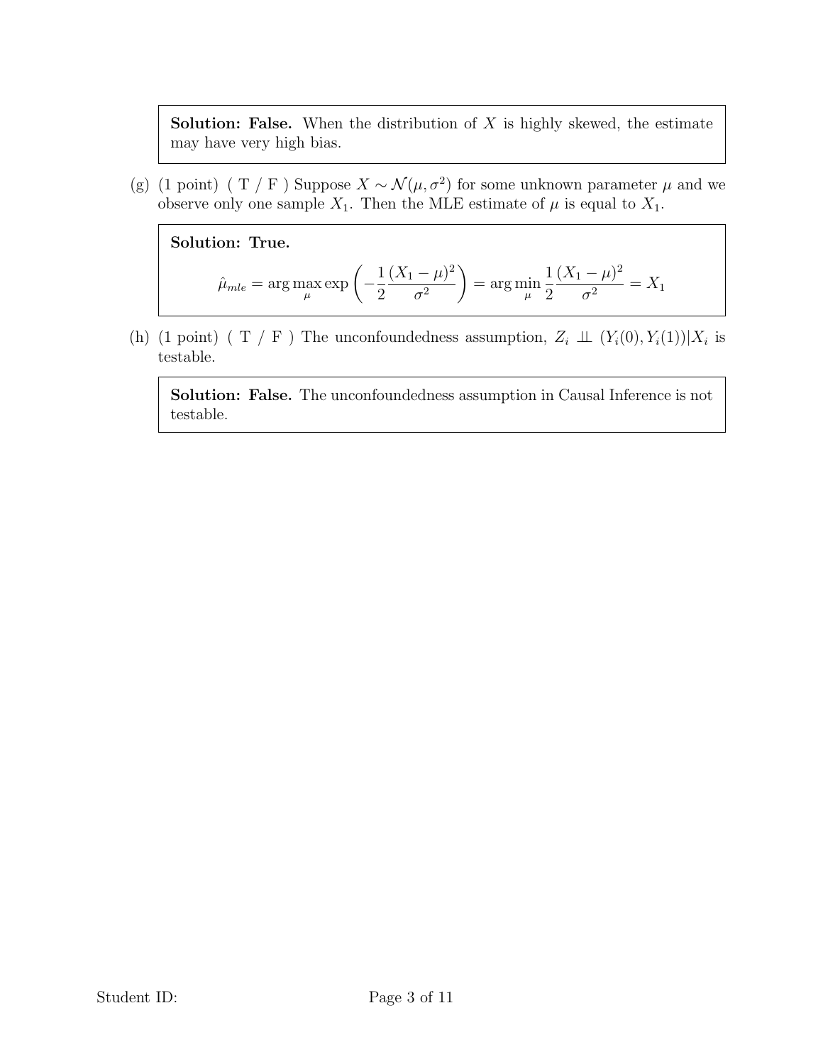**Solution: False.** When the distribution of $X$ is highly skewed, the estimate may have very high bias.

(g) (1 point) ( T / F ) Suppose $X \sim \mathcal{N}(\mu, \sigma^2)$ for some unknown parameter $\mu$ and we observe only one sample $X_1$. Then the MLE estimate of $\mu$ is equal to $X_1$.

**Solution: True.**

$$\hat{\mu}_{mle} = \arg\max_{\mu} \exp\left(-\frac{1}{2}\frac{(X_1 - \mu)^2}{\sigma^2}\right) = \arg\min_{\mu} \frac{1}{2}\frac{(X_1 - \mu)^2}{\sigma^2} = X_1$$

(h) (1 point) ( T / F ) The unconfoundedness assumption, $Z_i \perp\!\!\!\perp (Y_i(0), Y_i(1))|X_i$ is testable.

**Solution: False.** The unconfoundedness assumption in Causal Inference is not testable.

Student ID: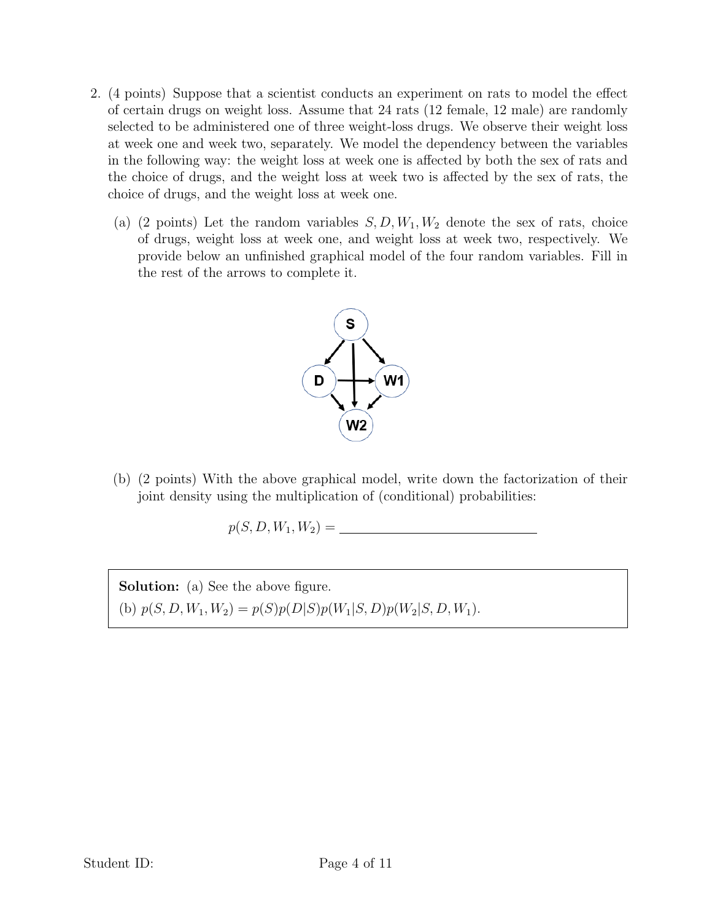2. (4 points) Suppose that a scientist conducts an experiment on rats to model the effect of certain drugs on weight loss. Assume that 24 rats (12 female, 12 male) are randomly selected to be administered one of three weight-loss drugs. We observe their weight loss at week one and week two, separately. We model the dependency between the variables in the following way: the weight loss at week one is affected by both the sex of rats and the choice of drugs, and the weight loss at week two is affected by the sex of rats, the choice of drugs, and the weight loss at week one.

   (a) (2 points) Let the random variables $S, D, W_1, W_2$ denote the sex of rats, choice of drugs, weight loss at week one, and weight loss at week two, respectively. We provide below an unfinished graphical model of the four random variables. Fill in the rest of the arrows to complete it.

   (b) (2 points) With the above graphical model, write down the factorization of their joint density using the multiplication of (conditional) probabilities:

   $$p(S, D, W_1, W_2) = \underline{\hspace{6cm}}$$

**Solution:** (a) See the above figure.

(b) $p(S, D, W_1, W_2) = p(S)p(D|S)p(W_1|S, D)p(W_2|S, D, W_1)$.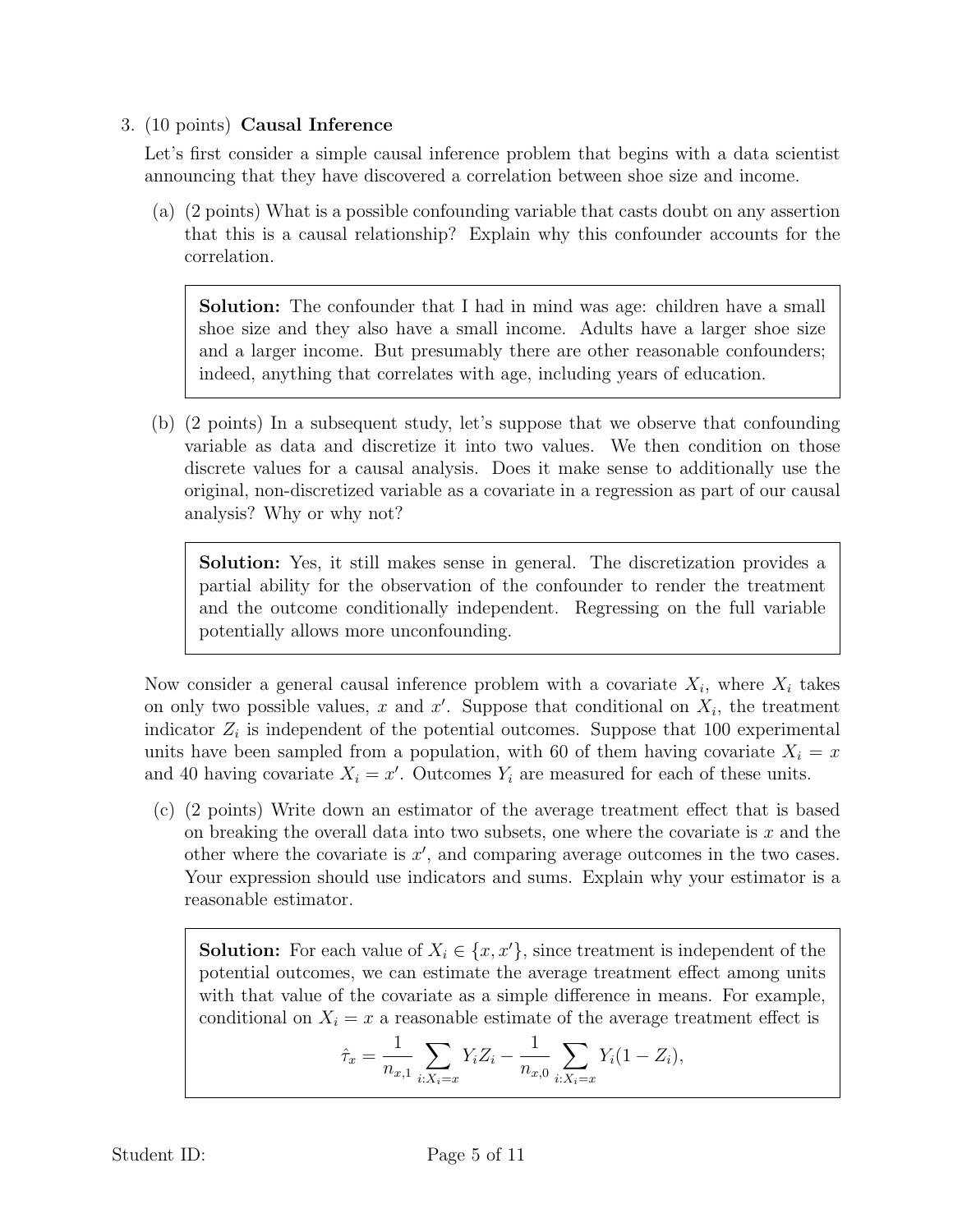3. (10 points) **Causal Inference**

Let's first consider a simple causal inference problem that begins with a data scientist announcing that they have discovered a correlation between shoe size and income.

(a) (2 points) What is a possible confounding variable that casts doubt on any assertion that this is a causal relationship? Explain why this confounder accounts for the correlation.

> **Solution:** The confounder that I had in mind was age: children have a small shoe size and they also have a small income. Adults have a larger shoe size and a larger income. But presumably there are other reasonable confounders; indeed, anything that correlates with age, including years of education.

(b) (2 points) In a subsequent study, let's suppose that we observe that confounding variable as data and discretize it into two values. We then condition on those discrete values for a causal analysis. Does it make sense to additionally use the original, non-discretized variable as a covariate in a regression as part of our causal analysis? Why or why not?

> **Solution:** Yes, it still makes sense in general. The discretization provides a partial ability for the observation of the confounder to render the treatment and the outcome conditionally independent. Regressing on the full variable potentially allows more unconfounding.

Now consider a general causal inference problem with a covariate $X_i$, where $X_i$ takes on only two possible values, $x$ and $x'$. Suppose that conditional on $X_i$, the treatment indicator $Z_i$ is independent of the potential outcomes. Suppose that 100 experimental units have been sampled from a population, with 60 of them having covariate $X_i = x$ and 40 having covariate $X_i = x'$. Outcomes $Y_i$ are measured for each of these units.

(c) (2 points) Write down an estimator of the average treatment effect that is based on breaking the overall data into two subsets, one where the covariate is $x$ and the other where the covariate is $x'$, and comparing average outcomes in the two cases. Your expression should use indicators and sums. Explain why your estimator is a reasonable estimator.

> **Solution:** For each value of $X_i \in \{x, x'\}$, since treatment is independent of the potential outcomes, we can estimate the average treatment effect among units with that value of the covariate as a simple difference in means. For example, conditional on $X_i = x$ a reasonable estimate of the average treatment effect is
>
> $$\hat{\tau}_x = \frac{1}{n_{x,1}} \sum_{i:X_i=x} Y_i Z_i - \frac{1}{n_{x,0}} \sum_{i:X_i=x} Y_i(1 - Z_i),$$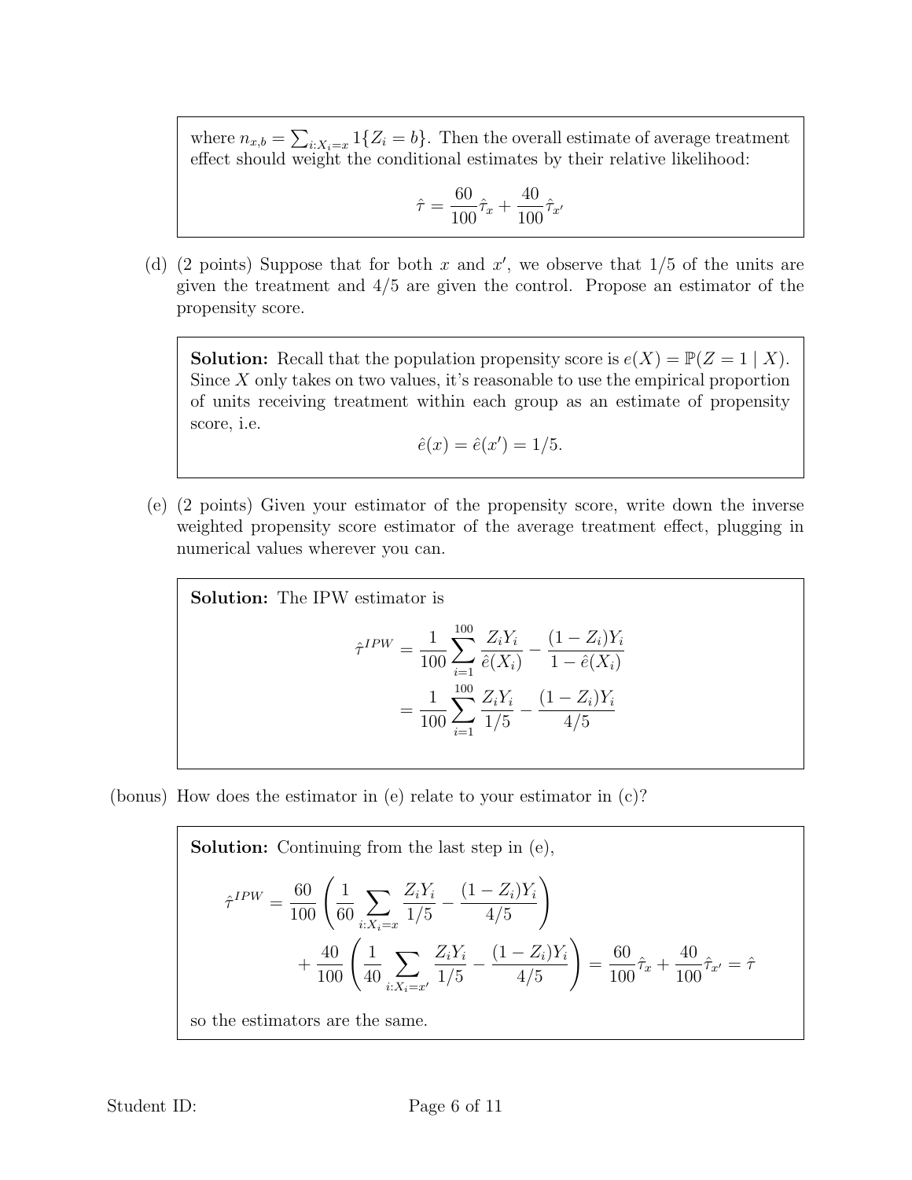where $n_{x,b} = \sum_{i:X_i=x} 1\{Z_i = b\}$. Then the overall estimate of average treatment effect should weight the conditional estimates by their relative likelihood:

$$\hat{\tau} = \frac{60}{100}\hat{\tau}_x + \frac{40}{100}\hat{\tau}_{x'}$$

(d) (2 points) Suppose that for both $x$ and $x'$, we observe that 1/5 of the units are given the treatment and 4/5 are given the control. Propose an estimator of the propensity score.

**Solution:** Recall that the population propensity score is $e(X) = \mathbb{P}(Z = 1 \mid X)$. Since $X$ only takes on two values, it's reasonable to use the empirical proportion of units receiving treatment within each group as an estimate of propensity score, i.e.

$$\hat{e}(x) = \hat{e}(x') = 1/5.$$

(e) (2 points) Given your estimator of the propensity score, write down the inverse weighted propensity score estimator of the average treatment effect, plugging in numerical values wherever you can.

**Solution:** The IPW estimator is

$$\begin{aligned}
\hat{\tau}^{IPW} &= \frac{1}{100}\sum_{i=1}^{100} \frac{Z_i Y_i}{\hat{e}(X_i)} - \frac{(1-Z_i)Y_i}{1-\hat{e}(X_i)} \\
&= \frac{1}{100}\sum_{i=1}^{100} \frac{Z_i Y_i}{1/5} - \frac{(1-Z_i)Y_i}{4/5}
\end{aligned}$$

(bonus) How does the estimator in (e) relate to your estimator in (c)?

**Solution:** Continuing from the last step in (e),

$$\begin{aligned}
\hat{\tau}^{IPW} &= \frac{60}{100}\left(\frac{1}{60}\sum_{i:X_i=x} \frac{Z_i Y_i}{1/5} - \frac{(1-Z_i)Y_i}{4/5}\right) \\
&\quad + \frac{40}{100}\left(\frac{1}{40}\sum_{i:X_i=x'} \frac{Z_i Y_i}{1/5} - \frac{(1-Z_i)Y_i}{4/5}\right) = \frac{60}{100}\hat{\tau}_x + \frac{40}{100}\hat{\tau}_{x'} = \hat{\tau}
\end{aligned}$$

so the estimators are the same.

Student ID: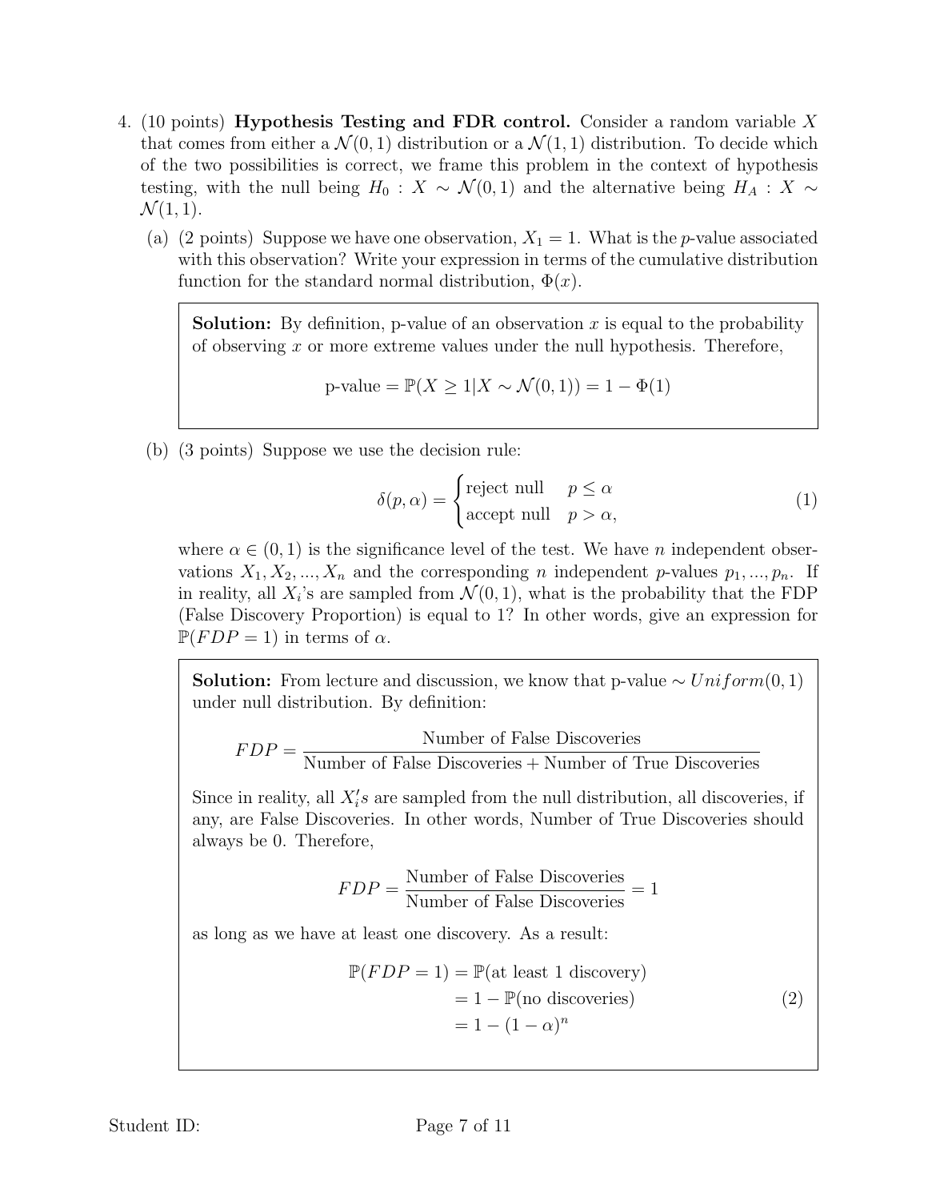4. (10 points) **Hypothesis Testing and FDR control.** Consider a random variable $X$ that comes from either a $\mathcal{N}(0,1)$ distribution or a $\mathcal{N}(1,1)$ distribution. To decide which of the two possibilities is correct, we frame this problem in the context of hypothesis testing, with the null being $H_0 : X \sim \mathcal{N}(0,1)$ and the alternative being $H_A : X \sim \mathcal{N}(1,1)$.

   (a) (2 points) Suppose we have one observation, $X_1 = 1$. What is the $p$-value associated with this observation? Write your expression in terms of the cumulative distribution function for the standard normal distribution, $\Phi(x)$.

   **Solution:** By definition, p-value of an observation $x$ is equal to the probability of observing $x$ or more extreme values under the null hypothesis. Therefore,

   $$\text{p-value} = \mathbb{P}(X \geq 1 | X \sim \mathcal{N}(0,1)) = 1 - \Phi(1)$$

   (b) (3 points) Suppose we use the decision rule:

   $$\delta(p, \alpha) = \begin{cases} \text{reject null} & p \leq \alpha \\ \text{accept null} & p > \alpha, \end{cases} \tag{1}$$

   where $\alpha \in (0,1)$ is the significance level of the test. We have $n$ independent observations $X_1, X_2, ..., X_n$ and the corresponding $n$ independent $p$-values $p_1, ..., p_n$. If in reality, all $X_i$'s are sampled from $\mathcal{N}(0,1)$, what is the probability that the FDP (False Discovery Proportion) is equal to 1? In other words, give an expression for $\mathbb{P}(FDP = 1)$ in terms of $\alpha$.

   **Solution:** From lecture and discussion, we know that p-value $\sim Uniform(0,1)$ under null distribution. By definition:

   $$FDP = \frac{\text{Number of False Discoveries}}{\text{Number of False Discoveries} + \text{Number of True Discoveries}}$$

   Since in reality, all $X_i's$ are sampled from the null distribution, all discoveries, if any, are False Discoveries. In other words, Number of True Discoveries should always be 0. Therefore,

   $$FDP = \frac{\text{Number of False Discoveries}}{\text{Number of False Discoveries}} = 1$$

   as long as we have at least one discovery. As a result:

   $$\begin{aligned} \mathbb{P}(FDP = 1) &= \mathbb{P}(\text{at least 1 discovery}) \\ &= 1 - \mathbb{P}(\text{no discoveries}) \\ &= 1 - (1-\alpha)^n \end{aligned} \tag{2}$$

Student ID: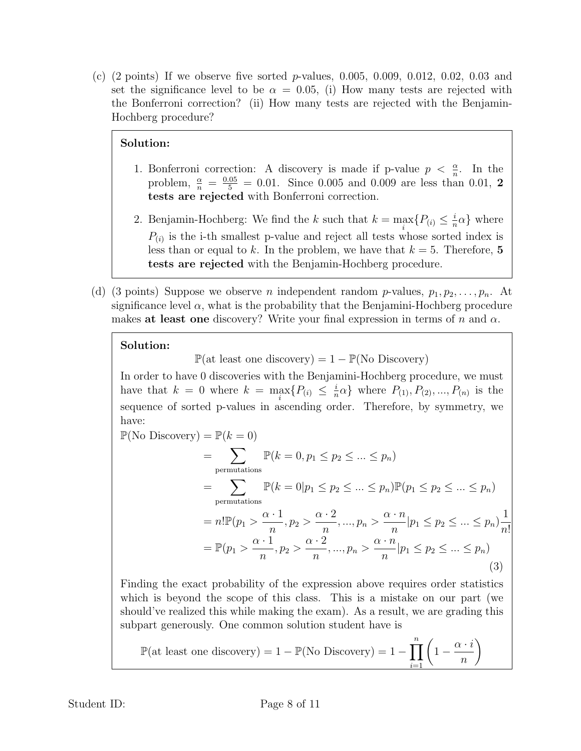(c) (2 points) If we observe five sorted $p$-values, 0.005, 0.009, 0.012, 0.02, 0.03 and set the significance level to be $\alpha = 0.05$, (i) How many tests are rejected with the Bonferroni correction? (ii) How many tests are rejected with the Benjamin-Hochberg procedure?

> **Solution:**
>
> 1. Bonferroni correction: A discovery is made if p-value $p < \frac{\alpha}{n}$. In the problem, $\frac{\alpha}{n} = \frac{0.05}{5} = 0.01$. Since 0.005 and 0.009 are less than 0.01, **2 tests are rejected** with Bonferroni correction.
>
> 2. Benjamin-Hochberg: We find the $k$ such that $k = \max_i \{P_{(i)} \leq \frac{i}{n}\alpha\}$ where $P_{(i)}$ is the i-th smallest p-value and reject all tests whose sorted index is less than or equal to $k$. In the problem, we have that $k = 5$. Therefore, **5 tests are rejected** with the Benjamin-Hochberg procedure.

(d) (3 points) Suppose we observe $n$ independent random $p$-values, $p_1, p_2, \ldots, p_n$. At significance level $\alpha$, what is the probability that the Benjamini-Hochberg procedure makes **at least one** discovery? Write your final expression in terms of $n$ and $\alpha$.

> **Solution:**
>
> $$\mathbb{P}(\text{at least one discovery}) = 1 - \mathbb{P}(\text{No Discovery})$$
>
> In order to have 0 discoveries with the Benjamini-Hochberg procedure, we must have that $k = 0$ where $k = \max_i \{P_{(i)} \leq \frac{i}{n}\alpha\}$ where $P_{(1)}, P_{(2)}, ..., P_{(n)}$ is the sequence of sorted p-values in ascending order. Therefore, by symmetry, we have:
>
> $$\begin{aligned}
> \mathbb{P}(\text{No Discovery}) &= \mathbb{P}(k = 0) \\
> &= \sum_{\text{permutations}} \mathbb{P}(k = 0, p_1 \leq p_2 \leq ... \leq p_n) \\
> &= \sum_{\text{permutations}} \mathbb{P}(k = 0 | p_1 \leq p_2 \leq ... \leq p_n)\mathbb{P}(p_1 \leq p_2 \leq ... \leq p_n) \\
> &= n!\mathbb{P}(p_1 > \frac{\alpha \cdot 1}{n}, p_2 > \frac{\alpha \cdot 2}{n}, ..., p_n > \frac{\alpha \cdot n}{n} | p_1 \leq p_2 \leq ... \leq p_n)\frac{1}{n!} \\
> &= \mathbb{P}(p_1 > \frac{\alpha \cdot 1}{n}, p_2 > \frac{\alpha \cdot 2}{n}, ..., p_n > \frac{\alpha \cdot n}{n} | p_1 \leq p_2 \leq ... \leq p_n)
> \end{aligned} \tag{3}$$
>
> Finding the exact probability of the expression above requires order statistics which is beyond the scope of this class. This is a mistake on our part (we should've realized this while making the exam). As a result, we are grading this subpart generously. One common solution student have is
>
> $$\mathbb{P}(\text{at least one discovery}) = 1 - \mathbb{P}(\text{No Discovery}) = 1 - \prod_{i=1}^{n} \left(1 - \frac{\alpha \cdot i}{n}\right)$$

Student ID: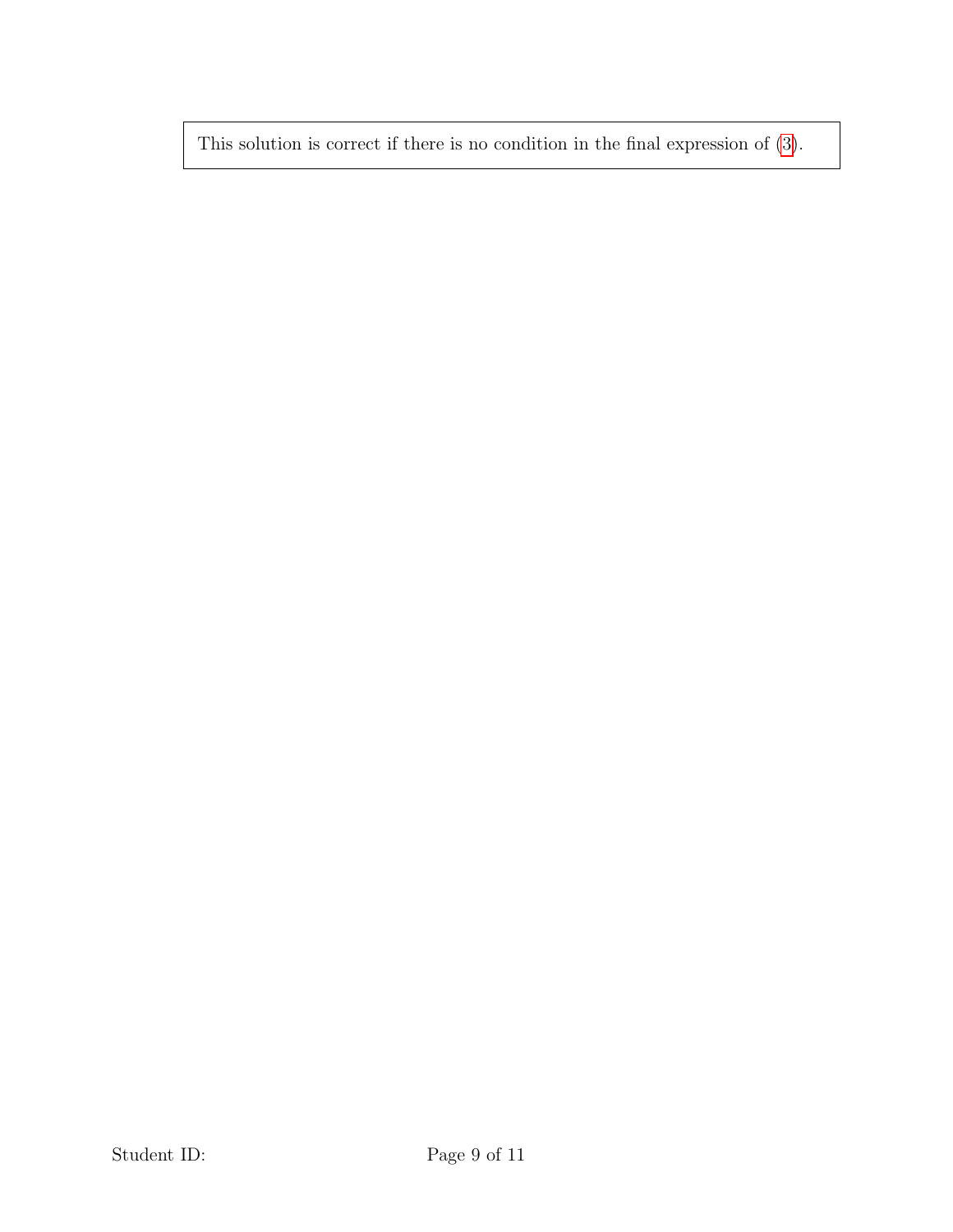This solution is correct if there is no condition in the final expression of (3).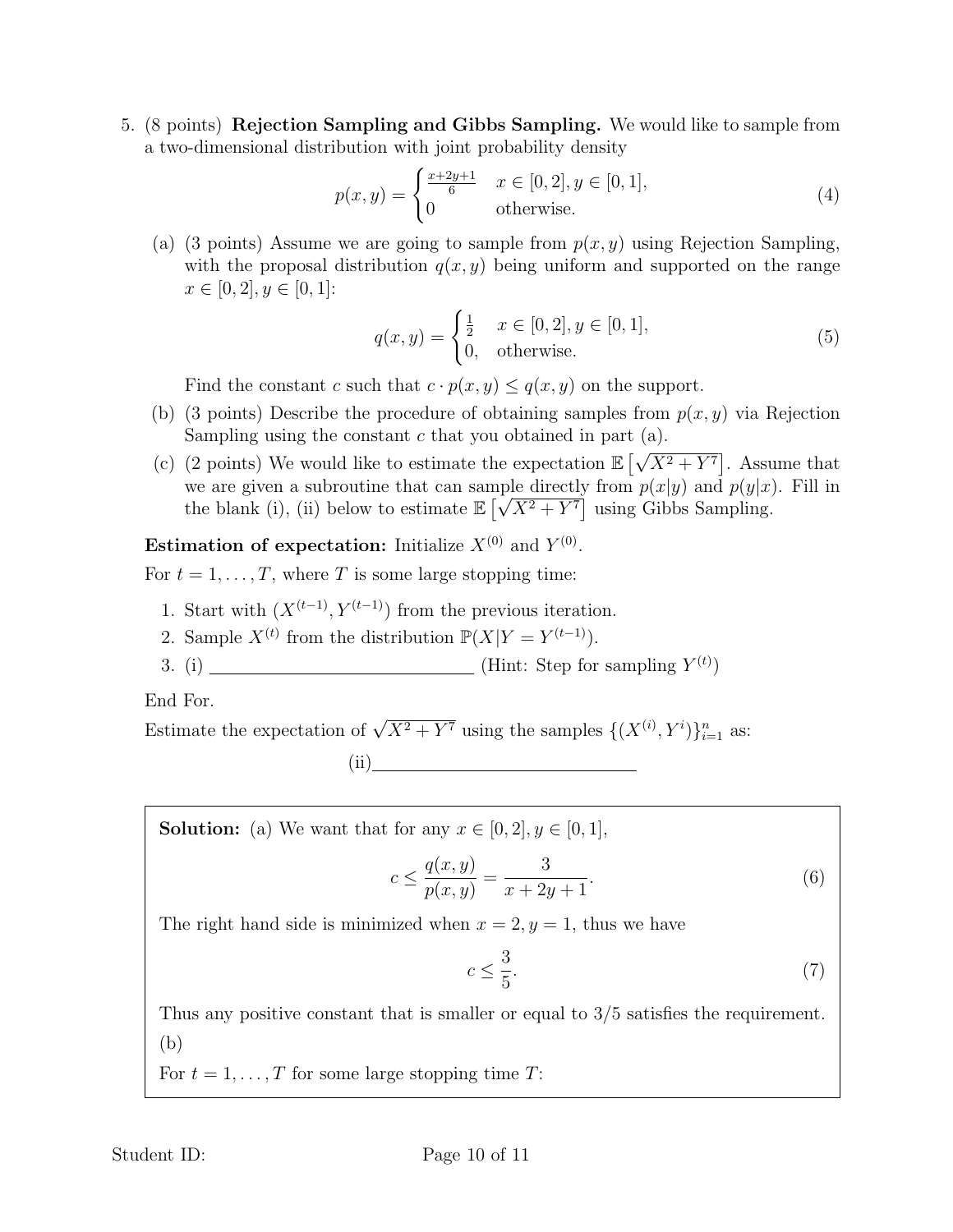5. (8 points) **Rejection Sampling and Gibbs Sampling.** We would like to sample from a two-dimensional distribution with joint probability density

$$p(x, y) = \begin{cases} \frac{x+2y+1}{6} & x \in [0, 2], y \in [0, 1], \\ 0 & \text{otherwise.} \end{cases} \tag{4}$$

(a) (3 points) Assume we are going to sample from $p(x, y)$ using Rejection Sampling, with the proposal distribution $q(x, y)$ being uniform and supported on the range $x \in [0, 2], y \in [0, 1]$:

$$q(x, y) = \begin{cases} \frac{1}{2} & x \in [0, 2], y \in [0, 1], \\ 0, & \text{otherwise.} \end{cases} \tag{5}$$

Find the constant $c$ such that $c \cdot p(x, y) \leq q(x, y)$ on the support.

(b) (3 points) Describe the procedure of obtaining samples from $p(x, y)$ via Rejection Sampling using the constant $c$ that you obtained in part (a).

(c) (2 points) We would like to estimate the expectation $\mathbb{E}\left[\sqrt{X^2 + Y^7}\right]$. Assume that we are given a subroutine that can sample directly from $p(x|y)$ and $p(y|x)$. Fill in the blank (i), (ii) below to estimate $\mathbb{E}\left[\sqrt{X^2 + Y^7}\right]$ using Gibbs Sampling.

**Estimation of expectation:** Initialize $X^{(0)}$ and $Y^{(0)}$.

For $t = 1, \ldots, T$, where $T$ is some large stopping time:

1. Start with $(X^{(t-1)}, Y^{(t-1)})$ from the previous iteration.
2. Sample $X^{(t)}$ from the distribution $\mathbb{P}(X|Y = Y^{(t-1)})$.
3. (i) \_\_\_\_\_\_\_\_\_\_\_\_\_\_\_\_\_\_\_\_\_\_\_\_\_\_\_\_ (Hint: Step for sampling $Y^{(t)}$)

End For.

Estimate the expectation of $\sqrt{X^2 + Y^7}$ using the samples $\{(X^{(i)}, Y^i)\}_{i=1}^n$ as:

(ii)\_\_\_\_\_\_\_\_\_\_\_\_\_\_\_\_\_\_\_\_\_\_\_\_\_\_\_\_

---

**Solution:** (a) We want that for any $x \in [0, 2], y \in [0, 1]$,

$$c \leq \frac{q(x, y)}{p(x, y)} = \frac{3}{x + 2y + 1}. \tag{6}$$

The right hand side is minimized when $x = 2, y = 1$, thus we have

$$c \leq \frac{3}{5}. \tag{7}$$

Thus any positive constant that is smaller or equal to $3/5$ satisfies the requirement.

(b)

For $t = 1, \ldots, T$ for some large stopping time $T$: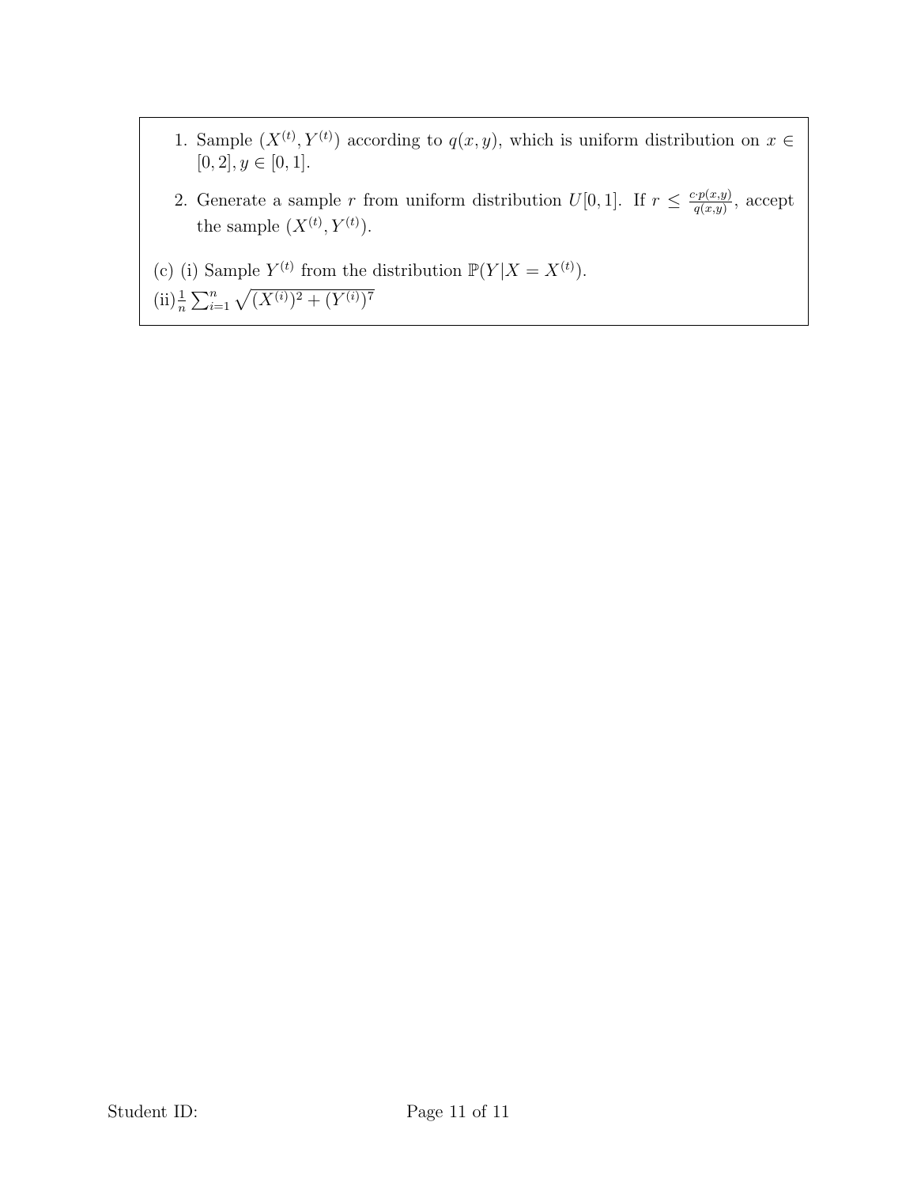1. Sample $(X^{(t)}, Y^{(t)})$ according to $q(x, y)$, which is uniform distribution on $x \in [0, 2], y \in [0, 1]$.
2. Generate a sample $r$ from uniform distribution $U[0, 1]$. If $r \leq \frac{c \cdot p(x,y)}{q(x,y)}$, accept the sample $(X^{(t)}, Y^{(t)})$.

(c) (i) Sample $Y^{(t)}$ from the distribution $\mathbb{P}(Y|X = X^{(t)})$.

(ii) $\frac{1}{n} \sum_{i=1}^{n} \sqrt{(X^{(i)})^2 + (Y^{(i)})^7}$